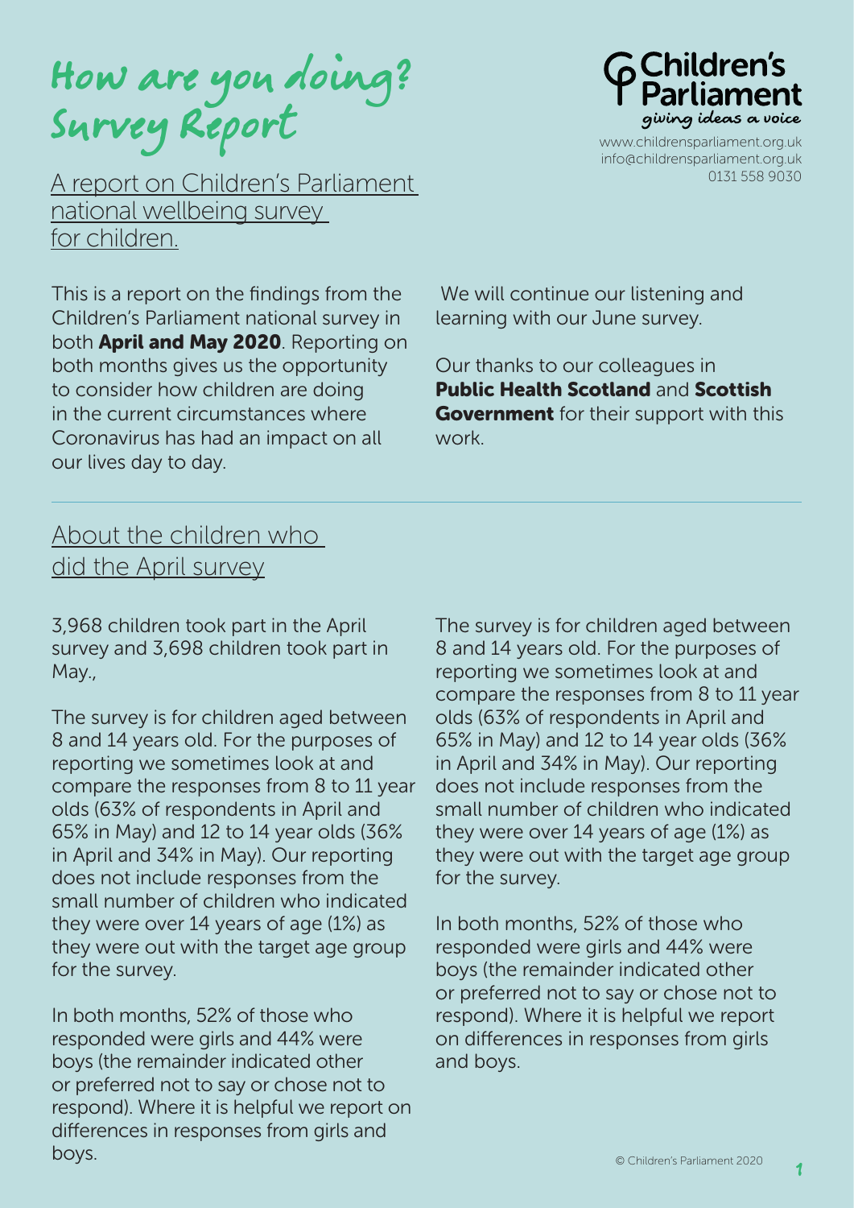# How are you doing? Survey Report

## A report on Children's Parliament national wellbeing survey for children.

**Children's Parliament**
giving ideas a voice

www.childrensparliament.org.uk
info@childrensparliament.org.uk
0131 558 9030

This is a report on the findings from the Children's Parliament national survey in both **April and May 2020**. Reporting on both months gives us the opportunity to consider how children are doing in the current circumstances where Coronavirus has had an impact on all our lives day to day.

We will continue our listening and learning with our June survey.

Our thanks to our colleagues in **Public Health Scotland** and **Scottish Government** for their support with this work.

## About the children who did the April survey

3,968 children took part in the April survey and 3,698 children took part in May.,

The survey is for children aged between 8 and 14 years old. For the purposes of reporting we sometimes look at and compare the responses from 8 to 11 year olds (63% of respondents in April and 65% in May) and 12 to 14 year olds (36% in April and 34% in May). Our reporting does not include responses from the small number of children who indicated they were over 14 years of age (1%) as they were out with the target age group for the survey.

In both months, 52% of those who responded were girls and 44% were boys (the remainder indicated other or preferred not to say or chose not to respond). Where it is helpful we report on differences in responses from girls and boys.

The survey is for children aged between 8 and 14 years old. For the purposes of reporting we sometimes look at and compare the responses from 8 to 11 year olds (63% of respondents in April and 65% in May) and 12 to 14 year olds (36% in April and 34% in May). Our reporting does not include responses from the small number of children who indicated they were over 14 years of age (1%) as they were out with the target age group for the survey.

In both months, 52% of those who responded were girls and 44% were boys (the remainder indicated other or preferred not to say or chose not to respond). Where it is helpful we report on differences in responses from girls and boys.

© Children's Parliament 2020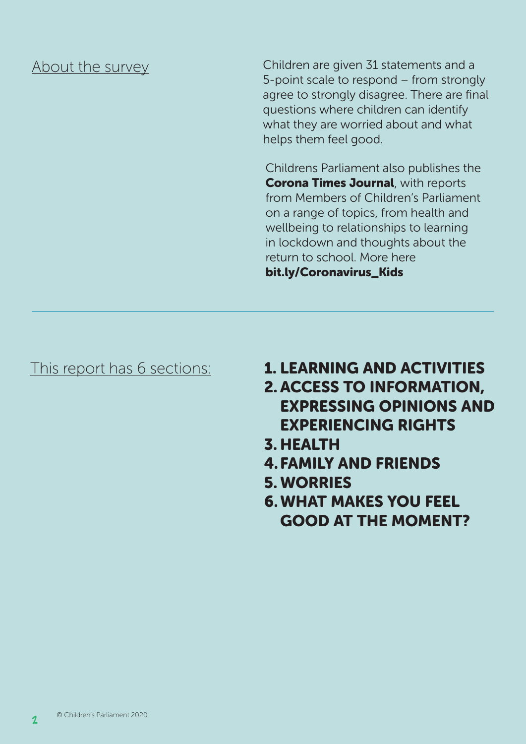## About the survey

Children are given 31 statements and a 5-point scale to respond – from strongly agree to strongly disagree. There are final questions where children can identify what they are worried about and what helps them feel good.

Childrens Parliament also publishes the **Corona Times Journal**, with reports from Members of Children's Parliament on a range of topics, from health and wellbeing to relationships to learning in lockdown and thoughts about the return to school. More here **bit.ly/Coronavirus_Kids**

---

## This report has 6 sections:

1. **LEARNING AND ACTIVITIES**
2. **ACCESS TO INFORMATION, EXPRESSING OPINIONS AND EXPERIENCING RIGHTS**
3. **HEALTH**
4. **FAMILY AND FRIENDS**
5. **WORRIES**
6. **WHAT MAKES YOU FEEL GOOD AT THE MOMENT?**

© Children's Parliament 2020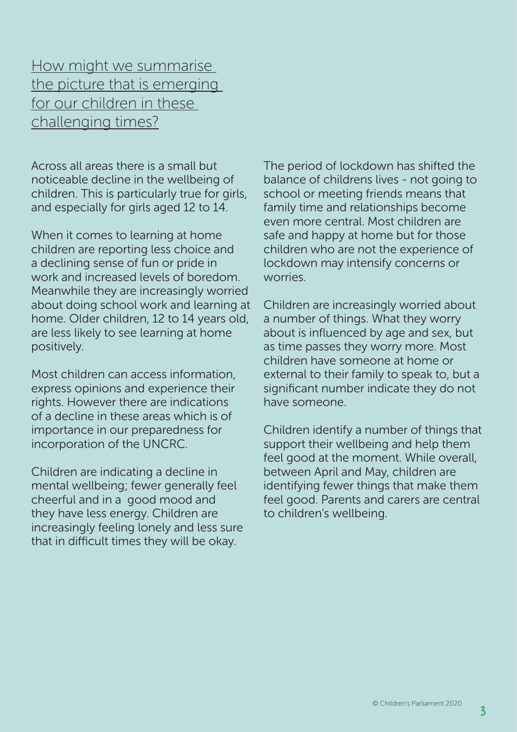## How might we summarise the picture that is emerging for our children in these challenging times?

Across all areas there is a small but noticeable decline in the wellbeing of children. This is particularly true for girls, and especially for girls aged 12 to 14.

When it comes to learning at home children are reporting less choice and a declining sense of fun or pride in work and increased levels of boredom. Meanwhile they are increasingly worried about doing school work and learning at home. Older children, 12 to 14 years old, are less likely to see learning at home positively.

Most children can access information, express opinions and experience their rights. However there are indications of a decline in these areas which is of importance in our preparedness for incorporation of the UNCRC.

Children are indicating a decline in mental wellbeing; fewer generally feel cheerful and in a good mood and they have less energy. Children are increasingly feeling lonely and less sure that in difficult times they will be okay.

The period of lockdown has shifted the balance of childrens lives - not going to school or meeting friends means that family time and relationships become even more central. Most children are safe and happy at home but for those children who are not the experience of lockdown may intensify concerns or worries.

Children are increasingly worried about a number of things. What they worry about is influenced by age and sex, but as time passes they worry more. Most children have someone at home or external to their family to speak to, but a significant number indicate they do not have someone.

Children identify a number of things that support their wellbeing and help them feel good at the moment. While overall, between April and May, children are identifying fewer things that make them feel good. Parents and carers are central to children's wellbeing.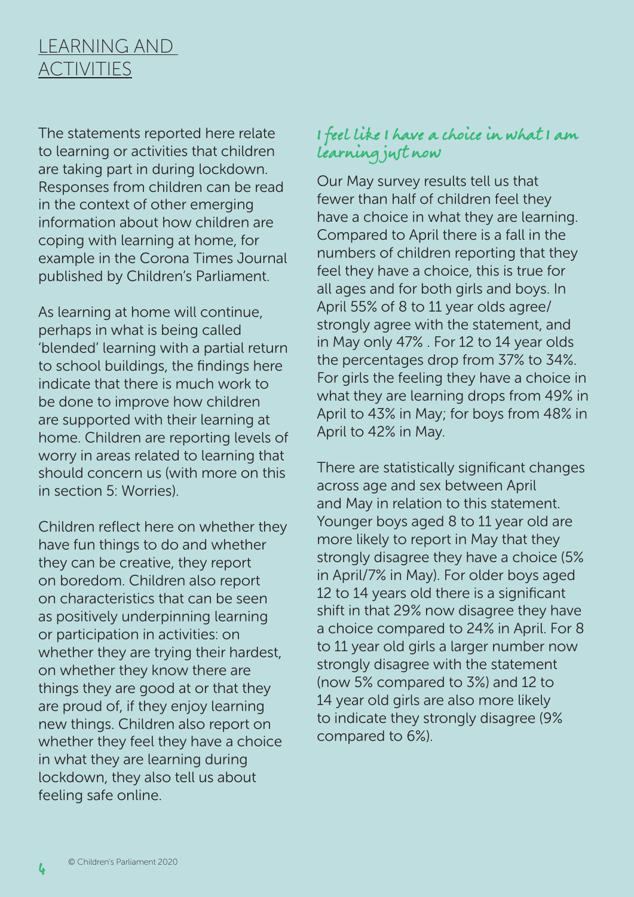## LEARNING AND ACTIVITIES

The statements reported here relate to learning or activities that children are taking part in during lockdown. Responses from children can be read in the context of other emerging information about how children are coping with learning at home, for example in the Corona Times Journal published by Children's Parliament.

As learning at home will continue, perhaps in what is being called 'blended' learning with a partial return to school buildings, the findings here indicate that there is much work to be done to improve how children are supported with their learning at home. Children are reporting levels of worry in areas related to learning that should concern us (with more on this in section 5: Worries).

Children reflect here on whether they have fun things to do and whether they can be creative, they report on boredom. Children also report on characteristics that can be seen as positively underpinning learning or participation in activities: on whether they are trying their hardest, on whether they know there are things they are good at or that they are proud of, if they enjoy learning new things. Children also report on whether they feel they have a choice in what they are learning during lockdown, they also tell us about feeling safe online.

### I feel like I have a choice in what I am learning just now

Our May survey results tell us that fewer than half of children feel they have a choice in what they are learning. Compared to April there is a fall in the numbers of children reporting that they feel they have a choice, this is true for all ages and for both girls and boys. In April 55% of 8 to 11 year olds agree/ strongly agree with the statement, and in May only 47% . For 12 to 14 year olds the percentages drop from 37% to 34%. For girls the feeling they have a choice in what they are learning drops from 49% in April to 43% in May; for boys from 48% in April to 42% in May.

There are statistically significant changes across age and sex between April and May in relation to this statement. Younger boys aged 8 to 11 year old are more likely to report in May that they strongly disagree they have a choice (5% in April/7% in May). For older boys aged 12 to 14 years old there is a significant shift in that 29% now disagree they have a choice compared to 24% in April. For 8 to 11 year old girls a larger number now strongly disagree with the statement (now 5% compared to 3%) and 12 to 14 year old girls are also more likely to indicate they strongly disagree (9% compared to 6%).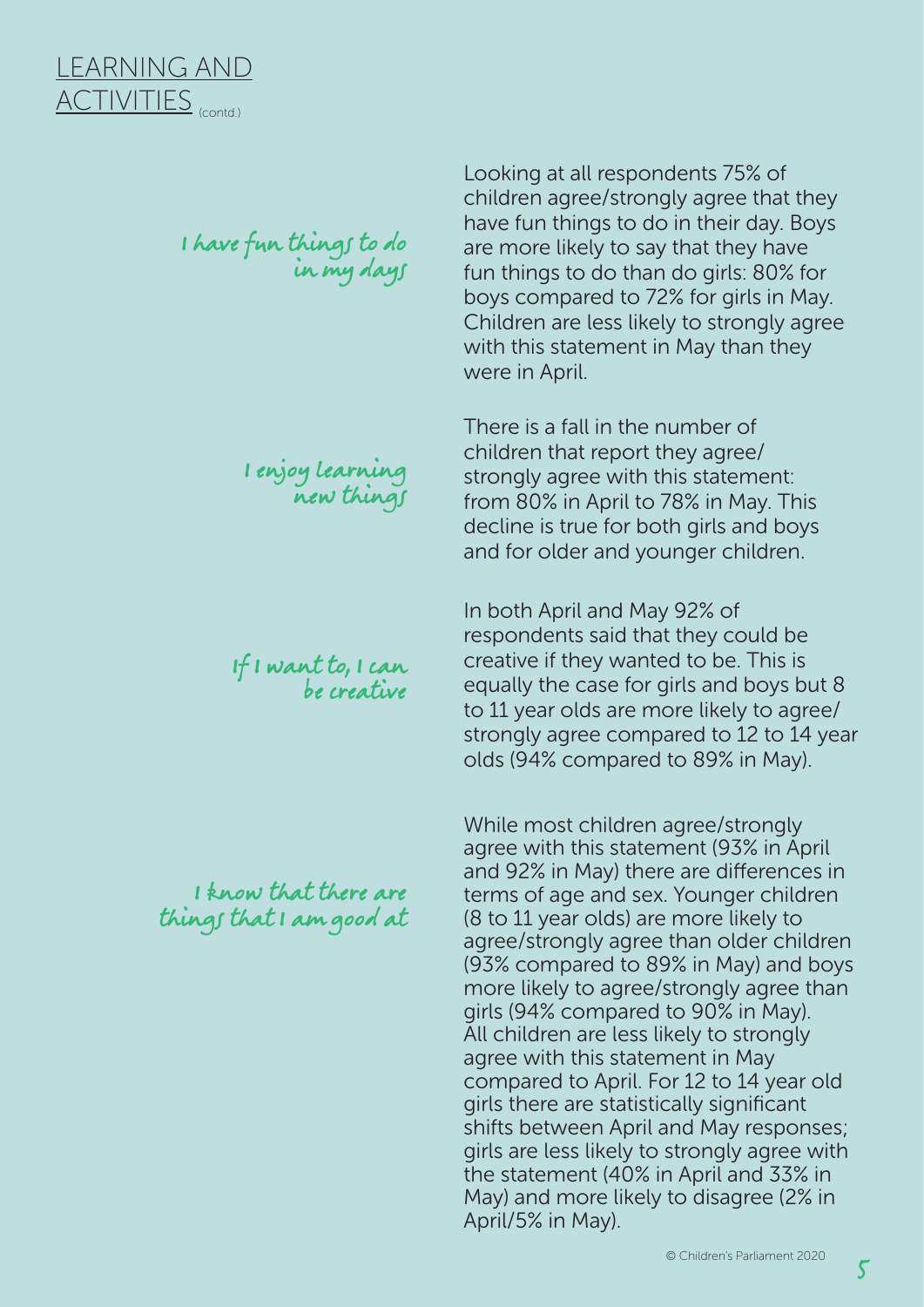# LEARNING AND ACTIVITIES (contd.)

### I have fun things to do in my days

Looking at all respondents 75% of children agree/strongly agree that they have fun things to do in their day. Boys are more likely to say that they have fun things to do than do girls: 80% for boys compared to 72% for girls in May. Children are less likely to strongly agree with this statement in May than they were in April.

### I enjoy learning new things

There is a fall in the number of children that report they agree/strongly agree with this statement: from 80% in April to 78% in May. This decline is true for both girls and boys and for older and younger children.

### If I want to, I can be creative

In both April and May 92% of respondents said that they could be creative if they wanted to be. This is equally the case for girls and boys but 8 to 11 year olds are more likely to agree/strongly agree compared to 12 to 14 year olds (94% compared to 89% in May).

### I know that there are things that I am good at

While most children agree/strongly agree with this statement (93% in April and 92% in May) there are differences in terms of age and sex. Younger children (8 to 11 year olds) are more likely to agree/strongly agree than older children (93% compared to 89% in May) and boys more likely to agree/strongly agree than girls (94% compared to 90% in May). All children are less likely to strongly agree with this statement in May compared to April. For 12 to 14 year old girls there are statistically significant shifts between April and May responses; girls are less likely to strongly agree with the statement (40% in April and 33% in May) and more likely to disagree (2% in April/5% in May).

© Children's Parliament 2020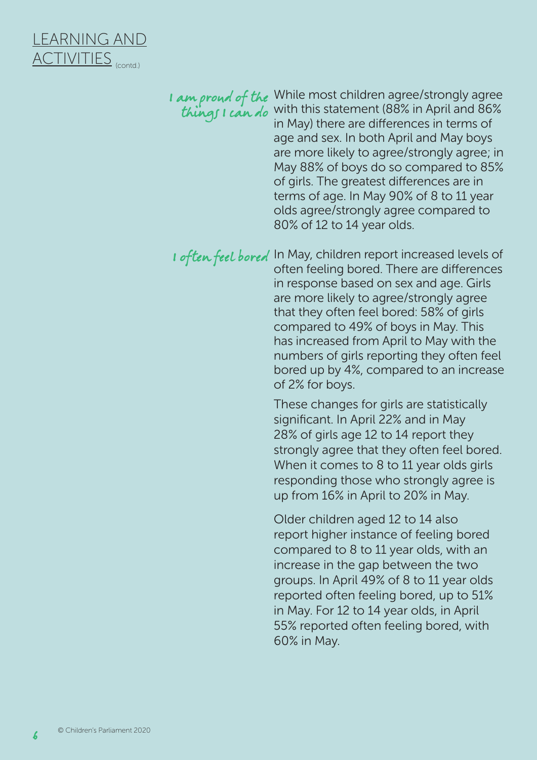## LEARNING AND ACTIVITIES (contd.)

### I am proud of the things I can do

While most children agree/strongly agree with this statement (88% in April and 86% in May) there are differences in terms of age and sex. In both April and May boys are more likely to agree/strongly agree; in May 88% of boys do so compared to 85% of girls. The greatest differences are in terms of age. In May 90% of 8 to 11 year olds agree/strongly agree compared to 80% of 12 to 14 year olds.

### I often feel bored

In May, children report increased levels of often feeling bored. There are differences in response based on sex and age. Girls are more likely to agree/strongly agree that they often feel bored: 58% of girls compared to 49% of boys in May. This has increased from April to May with the numbers of girls reporting they often feel bored up by 4%, compared to an increase of 2% for boys.

These changes for girls are statistically significant. In April 22% and in May 28% of girls age 12 to 14 report they strongly agree that they often feel bored. When it comes to 8 to 11 year olds girls responding those who strongly agree is up from 16% in April to 20% in May.

Older children aged 12 to 14 also report higher instance of feeling bored compared to 8 to 11 year olds, with an increase in the gap between the two groups. In April 49% of 8 to 11 year olds reported often feeling bored, up to 51% in May. For 12 to 14 year olds, in April 55% reported often feeling bored, with 60% in May.

© Children's Parliament 2020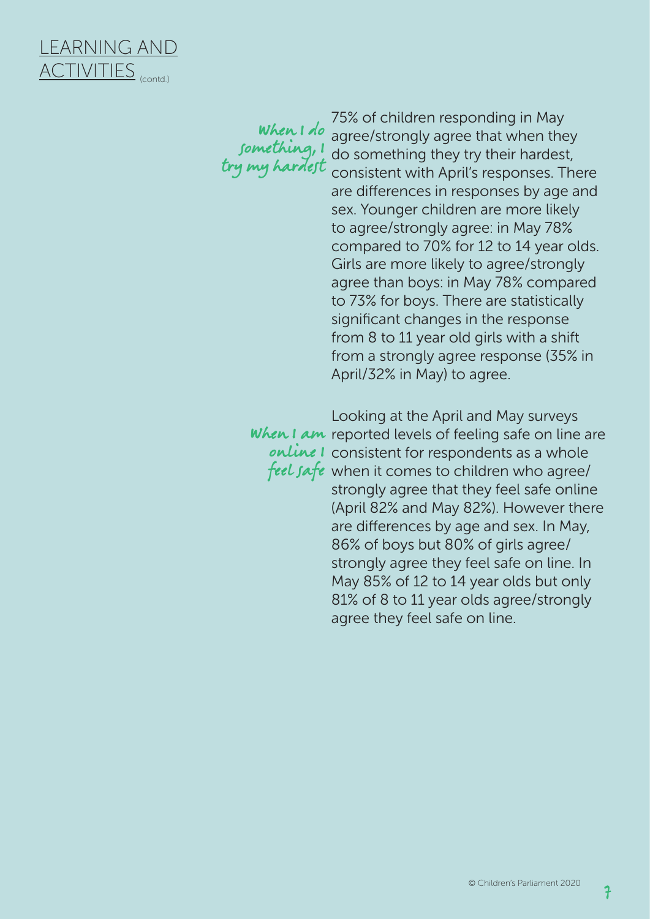# LEARNING AND ACTIVITIES (contd.)

### When I do something, I try my hardest

75% of children responding in May agree/strongly agree that when they do something they try their hardest, consistent with April's responses. There are differences in responses by age and sex. Younger children are more likely to agree/strongly agree: in May 78% compared to 70% for 12 to 14 year olds. Girls are more likely to agree/strongly agree than boys: in May 78% compared to 73% for boys. There are statistically significant changes in the response from 8 to 11 year old girls with a shift from a strongly agree response (35% in April/32% in May) to agree.

### When I am online I feel safe

Looking at the April and May surveys reported levels of feeling safe on line are consistent for respondents as a whole when it comes to children who agree/strongly agree that they feel safe online (April 82% and May 82%). However there are differences by age and sex. In May, 86% of boys but 80% of girls agree/strongly agree they feel safe on line. In May 85% of 12 to 14 year olds but only 81% of 8 to 11 year olds agree/strongly agree they feel safe on line.

© Children's Parliament 2020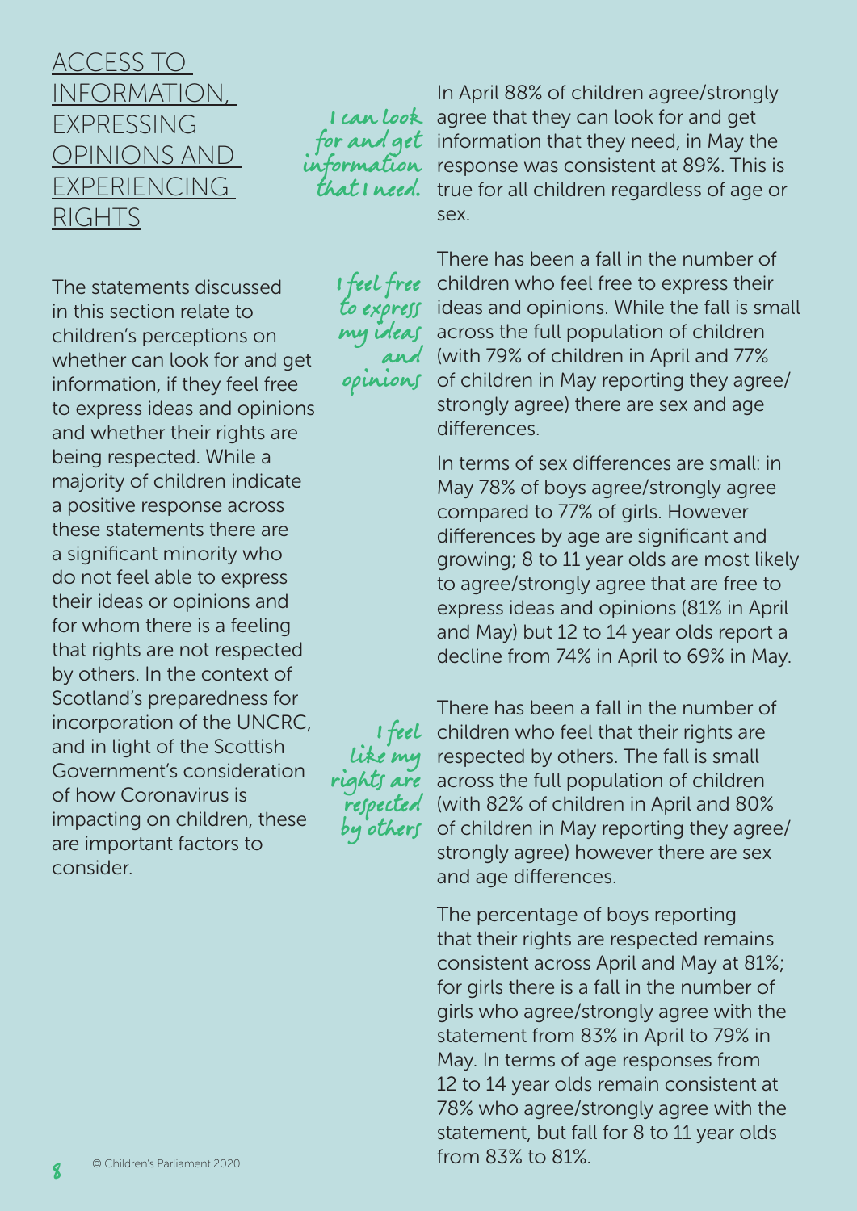## ACCESS TO INFORMATION, EXPRESSING OPINIONS AND EXPERIENCING RIGHTS

The statements discussed in this section relate to children's perceptions on whether can look for and get information, if they feel free to express ideas and opinions and whether their rights are being respected. While a majority of children indicate a positive response across these statements there are a significant minority who do not feel able to express their ideas or opinions and for whom there is a feeling that rights are not respected by others. In the context of Scotland's preparedness for incorporation of the UNCRC, and in light of the Scottish Government's consideration of how Coronavirus is impacting on children, these are important factors to consider.

*I can look for and get information that I need.*

In April 88% of children agree/strongly agree that they can look for and get information that they need, in May the response was consistent at 89%. This is true for all children regardless of age or sex.

*I feel free to express my ideas and opinions*

There has been a fall in the number of children who feel free to express their ideas and opinions. While the fall is small across the full population of children (with 79% of children in April and 77% of children in May reporting they agree/ strongly agree) there are sex and age differences.

In terms of sex differences are small: in May 78% of boys agree/strongly agree compared to 77% of girls. However differences by age are significant and growing; 8 to 11 year olds are most likely to agree/strongly agree that are free to express ideas and opinions (81% in April and May) but 12 to 14 year olds report a decline from 74% in April to 69% in May.

*I feel like my rights are respected by others*

There has been a fall in the number of children who feel that their rights are respected by others. The fall is small across the full population of children (with 82% of children in April and 80% of children in May reporting they agree/ strongly agree) however there are sex and age differences.

The percentage of boys reporting that their rights are respected remains consistent across April and May at 81%; for girls there is a fall in the number of girls who agree/strongly agree with the statement from 83% in April to 79% in May. In terms of age responses from 12 to 14 year olds remain consistent at 78% who agree/strongly agree with the statement, but fall for 8 to 11 year olds from 83% to 81%.

© Children's Parliament 2020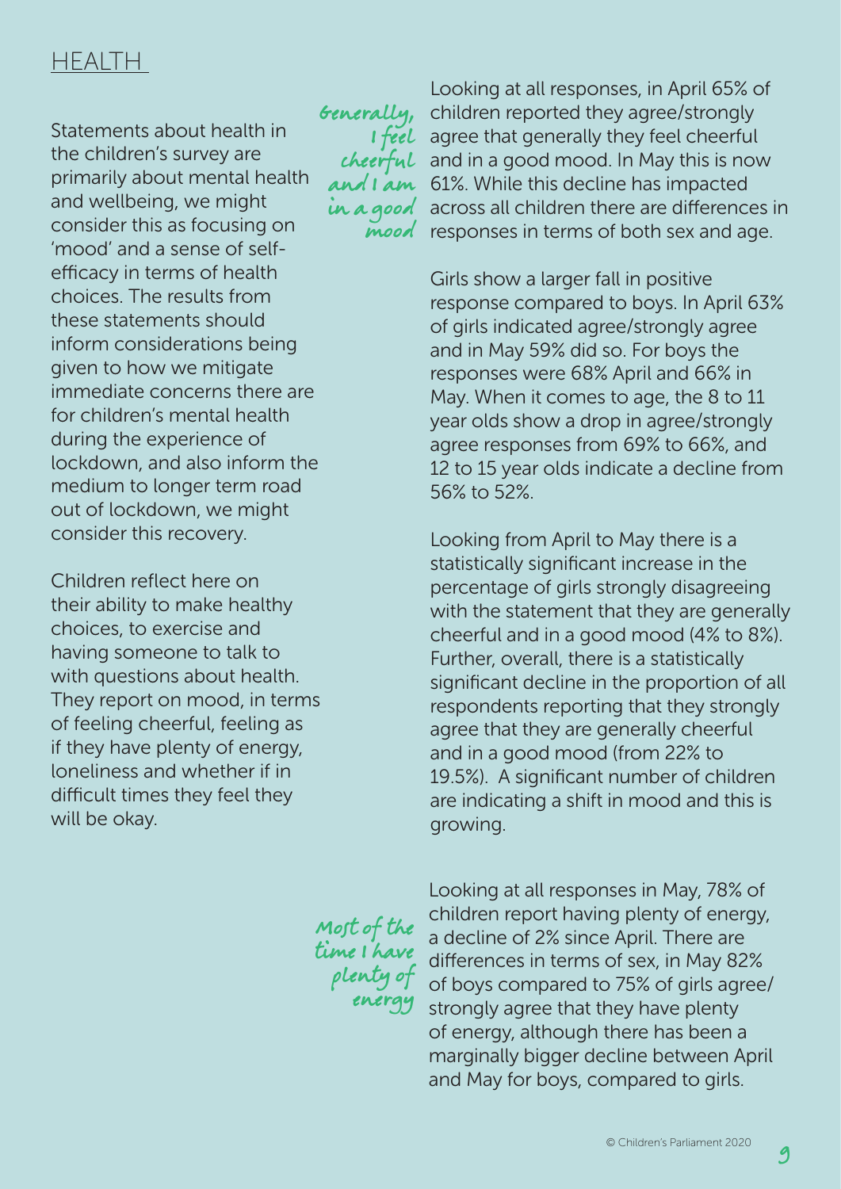## HEALTH

Statements about health in the children's survey are primarily about mental health and wellbeing, we might consider this as focusing on 'mood' and a sense of self-efficacy in terms of health choices. The results from these statements should inform considerations being given to how we mitigate immediate concerns there are for children's mental health during the experience of lockdown, and also inform the medium to longer term road out of lockdown, we might consider this recovery.

Children reflect here on their ability to make healthy choices, to exercise and having someone to talk to with questions about health. They report on mood, in terms of feeling cheerful, feeling as if they have plenty of energy, loneliness and whether if in difficult times they feel they will be okay.

*Generally, I feel cheerful and I am in a good mood*

Looking at all responses, in April 65% of children reported they agree/strongly agree that generally they feel cheerful and in a good mood. In May this is now 61%. While this decline has impacted across all children there are differences in responses in terms of both sex and age.

Girls show a larger fall in positive response compared to boys. In April 63% of girls indicated agree/strongly agree and in May 59% did so. For boys the responses were 68% April and 66% in May. When it comes to age, the 8 to 11 year olds show a drop in agree/strongly agree responses from 69% to 66%, and 12 to 15 year olds indicate a decline from 56% to 52%.

Looking from April to May there is a statistically significant increase in the percentage of girls strongly disagreeing with the statement that they are generally cheerful and in a good mood (4% to 8%). Further, overall, there is a statistically significant decline in the proportion of all respondents reporting that they strongly agree that they are generally cheerful and in a good mood (from 22% to 19.5%). A significant number of children are indicating a shift in mood and this is growing.

*Most of the time I have plenty of energy*

Looking at all responses in May, 78% of children report having plenty of energy, a decline of 2% since April. There are differences in terms of sex, in May 82% of boys compared to 75% of girls agree/strongly agree that they have plenty of energy, although there has been a marginally bigger decline between April and May for boys, compared to girls.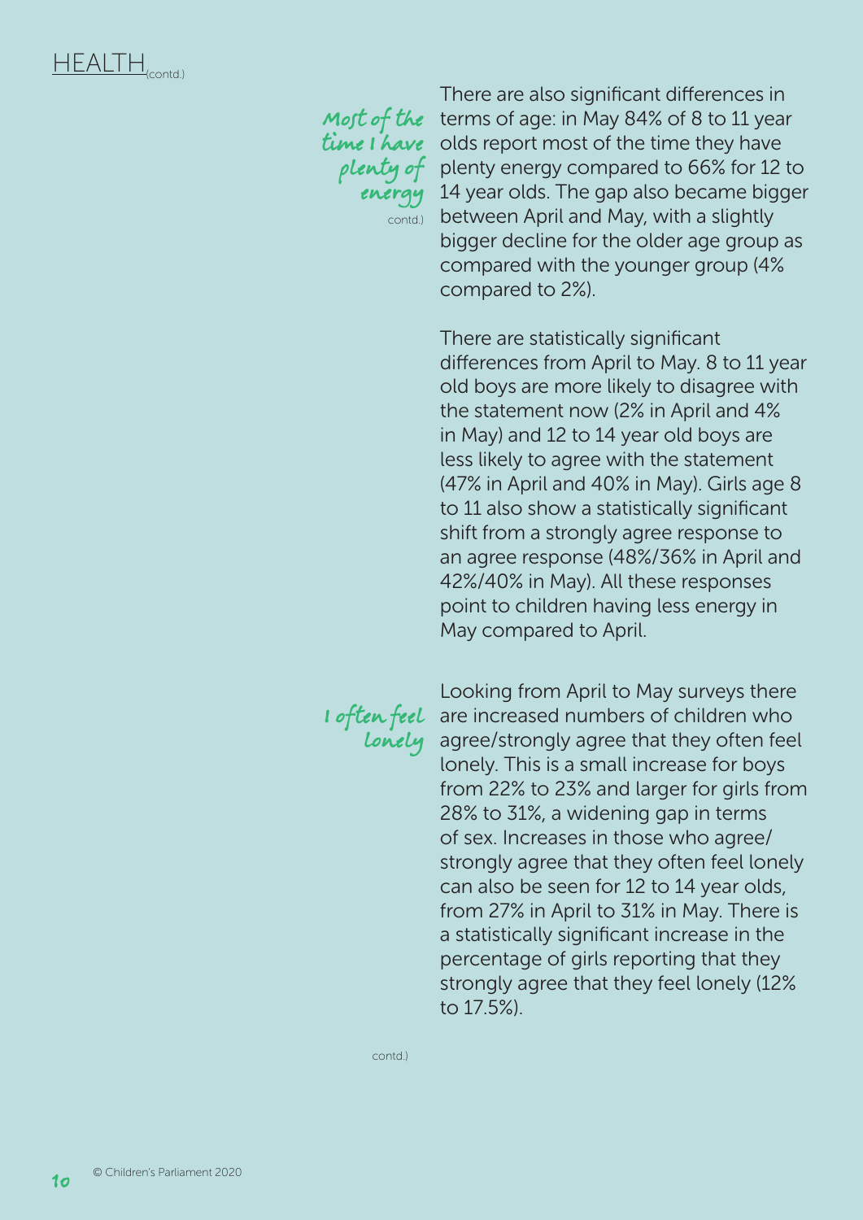## HEALTH (contd.)

### Most of the time I have plenty of energy contd.)

There are also significant differences in terms of age: in May 84% of 8 to 11 year olds report most of the time they have plenty energy compared to 66% for 12 to 14 year olds. The gap also became bigger between April and May, with a slightly bigger decline for the older age group as compared with the younger group (4% compared to 2%).

There are statistically significant differences from April to May. 8 to 11 year old boys are more likely to disagree with the statement now (2% in April and 4% in May) and 12 to 14 year old boys are less likely to agree with the statement (47% in April and 40% in May). Girls age 8 to 11 also show a statistically significant shift from a strongly agree response to an agree response (48%/36% in April and 42%/40% in May). All these responses point to children having less energy in May compared to April.

### I often feel lonely

Looking from April to May surveys there are increased numbers of children who agree/strongly agree that they often feel lonely. This is a small increase for boys from 22% to 23% and larger for girls from 28% to 31%, a widening gap in terms of sex. Increases in those who agree/strongly agree that they often feel lonely can also be seen for 12 to 14 year olds, from 27% in April to 31% in May. There is a statistically significant increase in the percentage of girls reporting that they strongly agree that they feel lonely (12% to 17.5%).

contd.)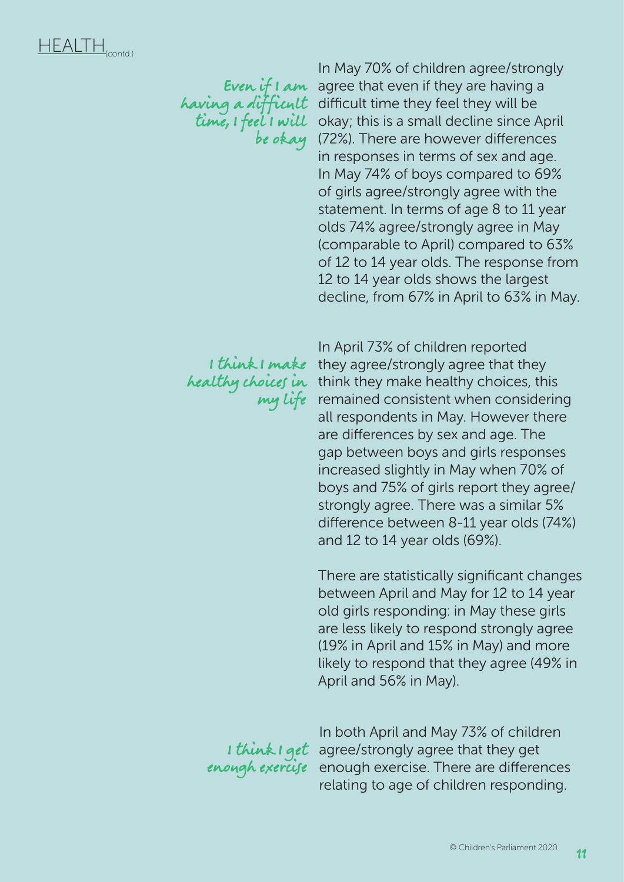## HEALTH (contd.)

### Even if I am having a difficult time, I feel I will be okay

In May 70% of children agree/strongly agree that even if they are having a difficult time they feel they will be okay; this is a small decline since April (72%). There are however differences in responses in terms of sex and age. In May 74% of boys compared to 69% of girls agree/strongly agree with the statement. In terms of age 8 to 11 year olds 74% agree/strongly agree in May (comparable to April) compared to 63% of 12 to 14 year olds. The response from 12 to 14 year olds shows the largest decline, from 67% in April to 63% in May.

### I think I make healthy choices in my life

In April 73% of children reported they agree/strongly agree that they think they make healthy choices, this remained consistent when considering all respondents in May. However there are differences by sex and age. The gap between boys and girls responses increased slightly in May when 70% of boys and 75% of girls report they agree/strongly agree. There was a similar 5% difference between 8-11 year olds (74%) and 12 to 14 year olds (69%).

There are statistically significant changes between April and May for 12 to 14 year old girls responding: in May these girls are less likely to respond strongly agree (19% in April and 15% in May) and more likely to respond that they agree (49% in April and 56% in May).

### I think I get enough exercise

In both April and May 73% of children agree/strongly agree that they get enough exercise. There are differences relating to age of children responding.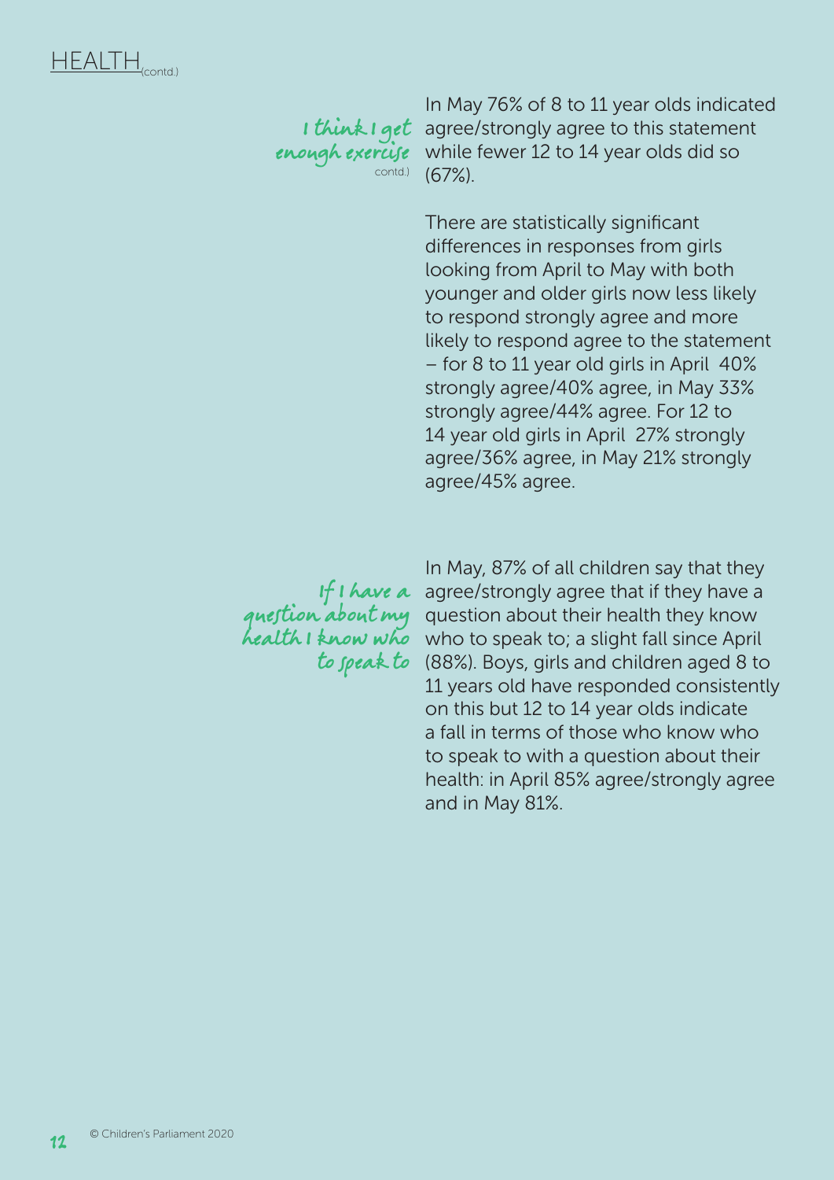# HEALTH (contd.)

**I think I get enough exercise** contd.)

In May 76% of 8 to 11 year olds indicated agree/strongly agree to this statement while fewer 12 to 14 year olds did so (67%).

There are statistically significant differences in responses from girls looking from April to May with both younger and older girls now less likely to respond strongly agree and more likely to respond agree to the statement – for 8 to 11 year old girls in April 40% strongly agree/40% agree, in May 33% strongly agree/44% agree. For 12 to 14 year old girls in April 27% strongly agree/36% agree, in May 21% strongly agree/45% agree.

**If I have a question about my health I know who to speak to**

In May, 87% of all children say that they agree/strongly agree that if they have a question about their health they know who to speak to; a slight fall since April (88%). Boys, girls and children aged 8 to 11 years old have responded consistently on this but 12 to 14 year olds indicate a fall in terms of those who know who to speak to with a question about their health: in April 85% agree/strongly agree and in May 81%.

© Children's Parliament 2020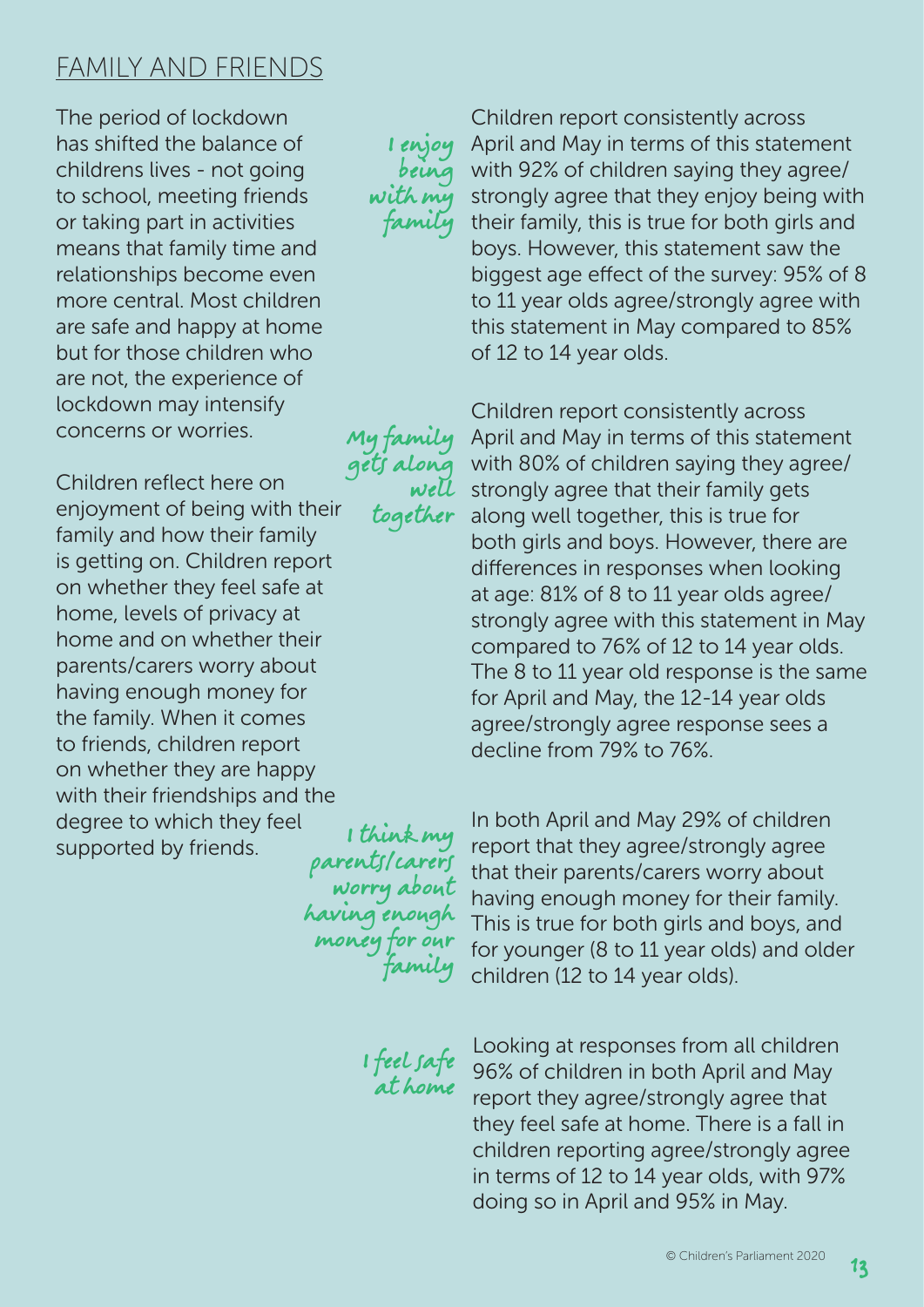## FAMILY AND FRIENDS

The period of lockdown has shifted the balance of childrens lives - not going to school, meeting friends or taking part in activities means that family time and relationships become even more central. Most children are safe and happy at home but for those children who are not, the experience of lockdown may intensify concerns or worries.

Children reflect here on enjoyment of being with their family and how their family is getting on. Children report on whether they feel safe at home, levels of privacy at home and on whether their parents/carers worry about having enough money for the family. When it comes to friends, children report on whether they are happy with their friendships and the degree to which they feel supported by friends.

*I enjoy being with my family*

Children report consistently across April and May in terms of this statement with 92% of children saying they agree/ strongly agree that they enjoy being with their family, this is true for both girls and boys. However, this statement saw the biggest age effect of the survey: 95% of 8 to 11 year olds agree/strongly agree with this statement in May compared to 85% of 12 to 14 year olds.

*My family gets along well together*

Children report consistently across April and May in terms of this statement with 80% of children saying they agree/ strongly agree that their family gets along well together, this is true for both girls and boys. However, there are differences in responses when looking at age: 81% of 8 to 11 year olds agree/ strongly agree with this statement in May compared to 76% of 12 to 14 year olds. The 8 to 11 year old response is the same for April and May, the 12-14 year olds agree/strongly agree response sees a decline from 79% to 76%.

*I think my parents/carers worry about having enough money for our family*

In both April and May 29% of children report that they agree/strongly agree that their parents/carers worry about having enough money for their family. This is true for both girls and boys, and for younger (8 to 11 year olds) and older children (12 to 14 year olds).

*I feel safe at home*

Looking at responses from all children 96% of children in both April and May report they agree/strongly agree that they feel safe at home. There is a fall in children reporting agree/strongly agree in terms of 12 to 14 year olds, with 97% doing so in April and 95% in May.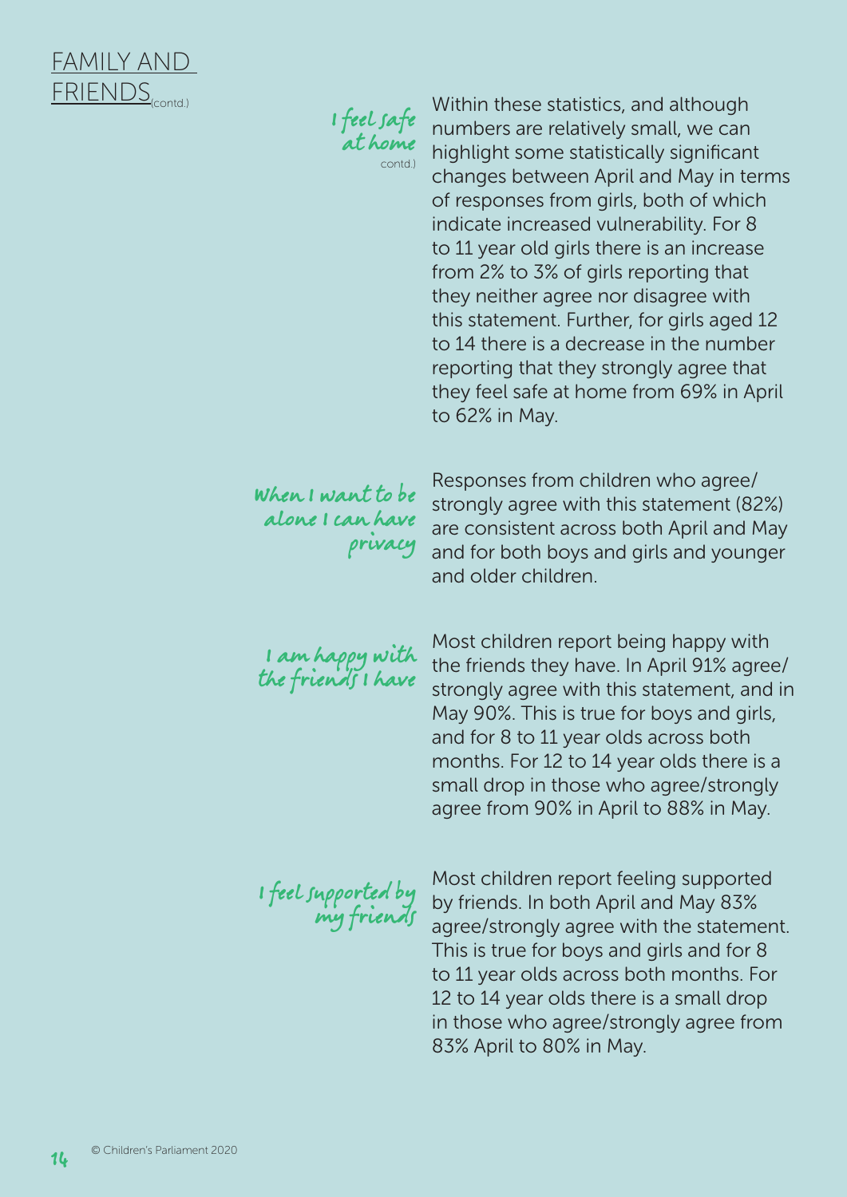## FAMILY AND FRIENDS (contd.)

**I feel safe at home** (contd.)

Within these statistics, and although numbers are relatively small, we can highlight some statistically significant changes between April and May in terms of responses from girls, both of which indicate increased vulnerability. For 8 to 11 year old girls there is an increase from 2% to 3% of girls reporting that they neither agree nor disagree with this statement. Further, for girls aged 12 to 14 there is a decrease in the number reporting that they strongly agree that they feel safe at home from 69% in April to 62% in May.

**When I want to be alone I can have privacy**

Responses from children who agree/ strongly agree with this statement (82%) are consistent across both April and May and for both boys and girls and younger and older children.

**I am happy with the friends I have**

Most children report being happy with the friends they have. In April 91% agree/ strongly agree with this statement, and in May 90%. This is true for boys and girls, and for 8 to 11 year olds across both months. For 12 to 14 year olds there is a small drop in those who agree/strongly agree from 90% in April to 88% in May.

**I feel supported by my friends**

Most children report feeling supported by friends. In both April and May 83% agree/strongly agree with the statement. This is true for boys and girls and for 8 to 11 year olds across both months. For 12 to 14 year olds there is a small drop in those who agree/strongly agree from 83% April to 80% in May.

© Children's Parliament 2020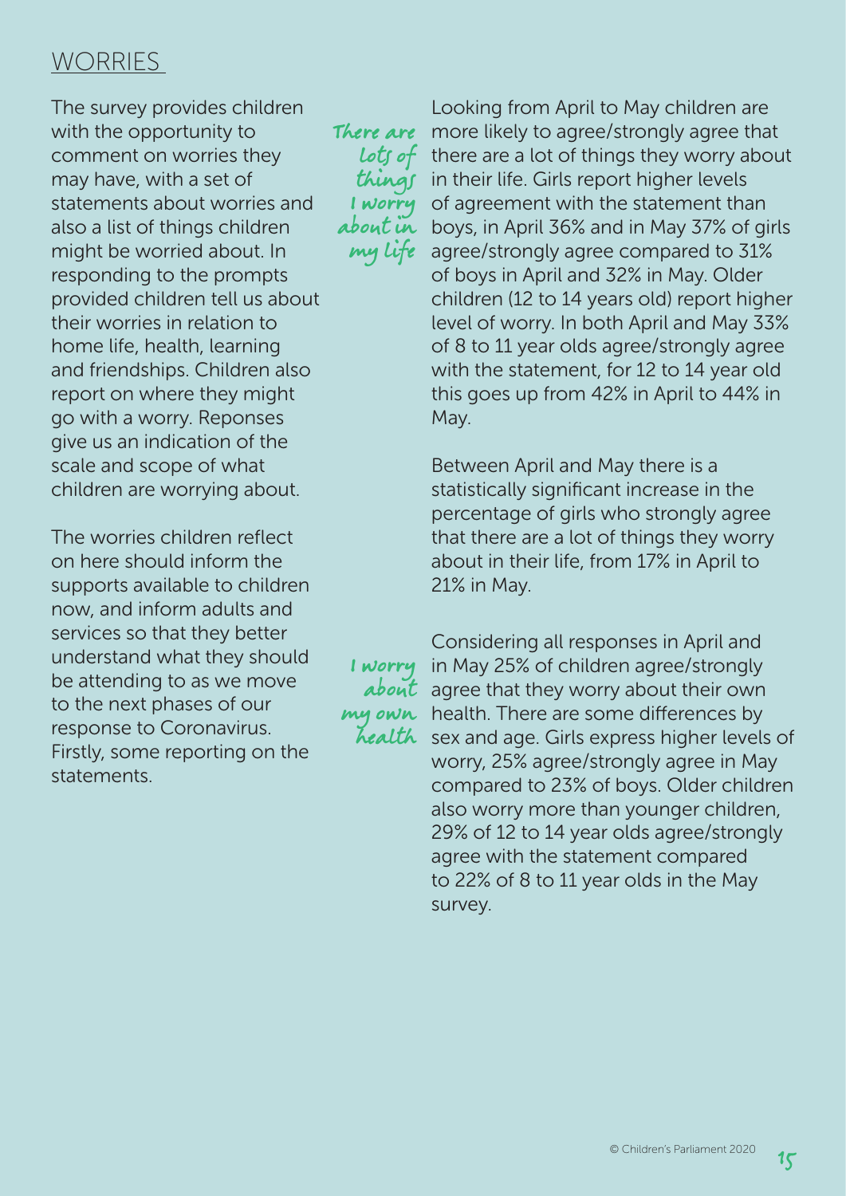## WORRIES

The survey provides children with the opportunity to comment on worries they may have, with a set of statements about worries and also a list of things children might be worried about. In responding to the prompts provided children tell us about their worries in relation to home life, health, learning and friendships. Children also report on where they might go with a worry. Reponses give us an indication of the scale and scope of what children are worrying about.

The worries children reflect on here should inform the supports available to children now, and inform adults and services so that they better understand what they should be attending to as we move to the next phases of our response to Coronavirus. Firstly, some reporting on the statements.

*There are lots of things I worry about in my life*

Looking from April to May children are more likely to agree/strongly agree that there are a lot of things they worry about in their life. Girls report higher levels of agreement with the statement than boys, in April 36% and in May 37% of girls agree/strongly agree compared to 31% of boys in April and 32% in May. Older children (12 to 14 years old) report higher level of worry. In both April and May 33% of 8 to 11 year olds agree/strongly agree with the statement, for 12 to 14 year old this goes up from 42% in April to 44% in May.

Between April and May there is a statistically significant increase in the percentage of girls who strongly agree that there are a lot of things they worry about in their life, from 17% in April to 21% in May.

*I worry about my own health*

Considering all responses in April and in May 25% of children agree/strongly agree that they worry about their own health. There are some differences by sex and age. Girls express higher levels of worry, 25% agree/strongly agree in May compared to 23% of boys. Older children also worry more than younger children, 29% of 12 to 14 year olds agree/strongly agree with the statement compared to 22% of 8 to 11 year olds in the May survey.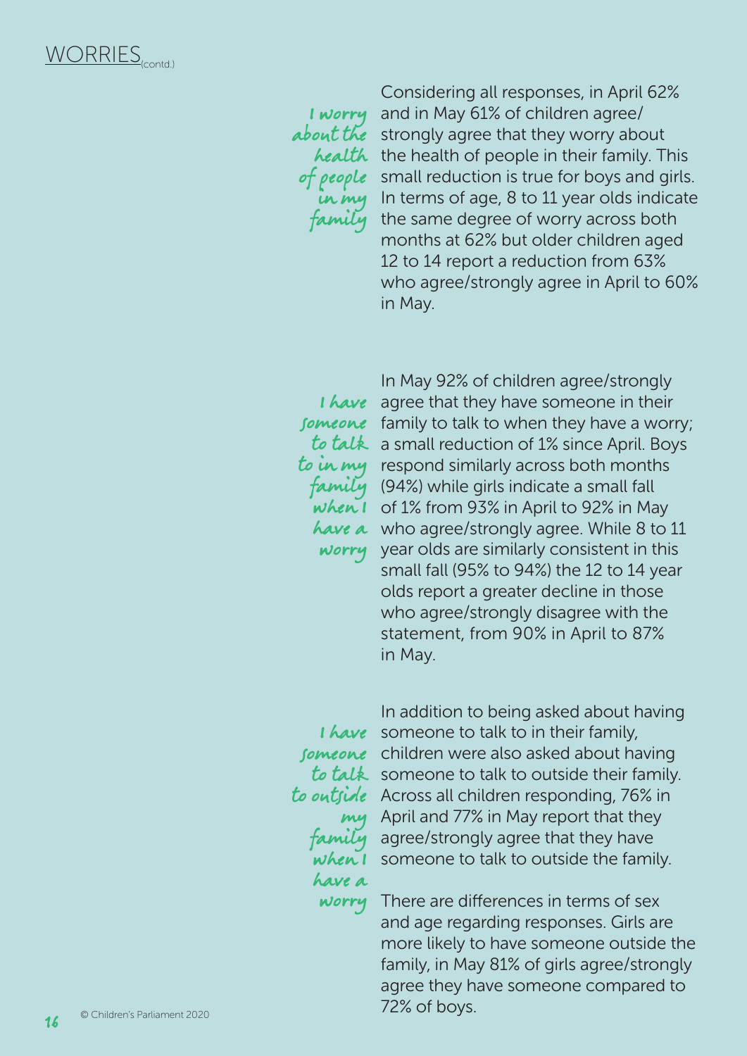## WORRIES (contd.)

**I worry about the health of people in my family**

Considering all responses, in April 62% and in May 61% of children agree/strongly agree that they worry about the health of people in their family. This small reduction is true for boys and girls. In terms of age, 8 to 11 year olds indicate the same degree of worry across both months at 62% but older children aged 12 to 14 report a reduction from 63% who agree/strongly agree in April to 60% in May.

**I have someone to talk to in my family when I have a worry**

In May 92% of children agree/strongly agree that they have someone in their family to talk to when they have a worry; a small reduction of 1% since April. Boys respond similarly across both months (94%) while girls indicate a small fall of 1% from 93% in April to 92% in May who agree/strongly agree. While 8 to 11 year olds are similarly consistent in this small fall (95% to 94%) the 12 to 14 year olds report a greater decline in those who agree/strongly disagree with the statement, from 90% in April to 87% in May.

**I have someone to talk to outside my family when I have a worry**

In addition to being asked about having someone to talk to in their family, children were also asked about having someone to talk to outside their family. Across all children responding, 76% in April and 77% in May report that they agree/strongly agree that they have someone to talk to outside the family.

There are differences in terms of sex and age regarding responses. Girls are more likely to have someone outside the family, in May 81% of girls agree/strongly agree they have someone compared to 72% of boys.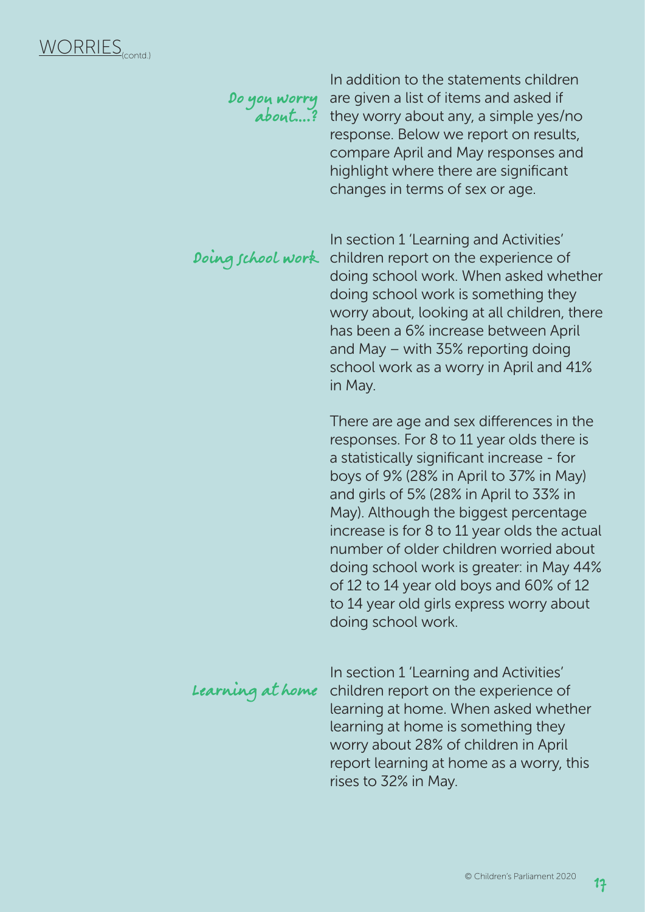# WORRIES (contd.)

### Do you worry about...?

In addition to the statements children are given a list of items and asked if they worry about any, a simple yes/no response. Below we report on results, compare April and May responses and highlight where there are significant changes in terms of sex or age.

### Doing school work

In section 1 'Learning and Activities' children report on the experience of doing school work. When asked whether doing school work is something they worry about, looking at all children, there has been a 6% increase between April and May – with 35% reporting doing school work as a worry in April and 41% in May.

There are age and sex differences in the responses. For 8 to 11 year olds there is a statistically significant increase - for boys of 9% (28% in April to 37% in May) and girls of 5% (28% in April to 33% in May). Although the biggest percentage increase is for 8 to 11 year olds the actual number of older children worried about doing school work is greater: in May 44% of 12 to 14 year old boys and 60% of 12 to 14 year old girls express worry about doing school work.

### Learning at home

In section 1 'Learning and Activities' children report on the experience of learning at home. When asked whether learning at home is something they worry about 28% of children in April report learning at home as a worry, this rises to 32% in May.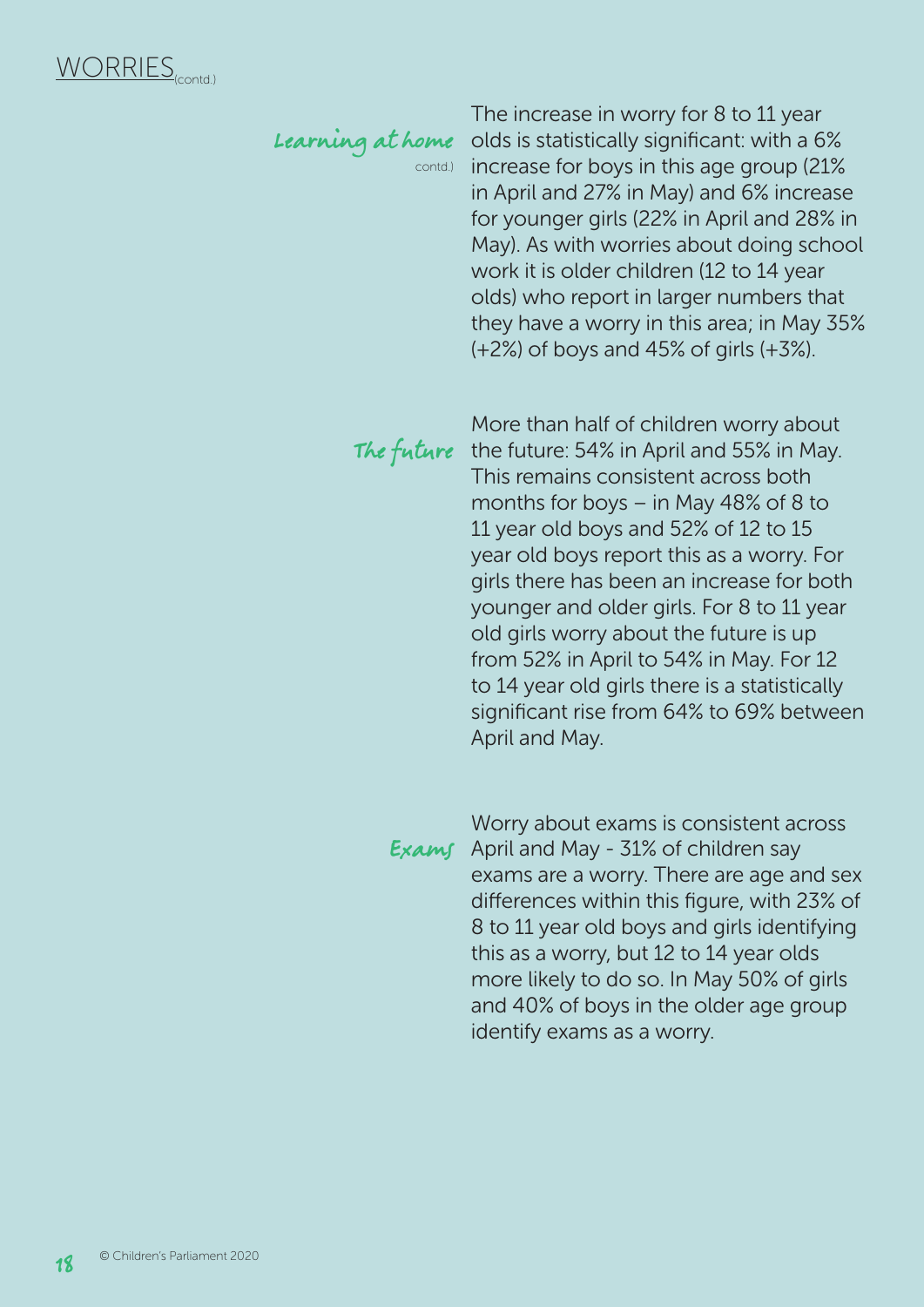## WORRIES (contd.)

### Learning at home contd.

The increase in worry for 8 to 11 year olds is statistically significant: with a 6% increase for boys in this age group (21% in April and 27% in May) and 6% increase for younger girls (22% in April and 28% in May). As with worries about doing school work it is older children (12 to 14 year olds) who report in larger numbers that they have a worry in this area; in May 35% (+2%) of boys and 45% of girls (+3%).

### The future

More than half of children worry about the future: 54% in April and 55% in May. This remains consistent across both months for boys – in May 48% of 8 to 11 year old boys and 52% of 12 to 15 year old boys report this as a worry. For girls there has been an increase for both younger and older girls. For 8 to 11 year old girls worry about the future is up from 52% in April to 54% in May. For 12 to 14 year old girls there is a statistically significant rise from 64% to 69% between April and May.

### Exams

Worry about exams is consistent across April and May - 31% of children say exams are a worry. There are age and sex differences within this figure, with 23% of 8 to 11 year old boys and girls identifying this as a worry, but 12 to 14 year olds more likely to do so. In May 50% of girls and 40% of boys in the older age group identify exams as a worry.

© Children's Parliament 2020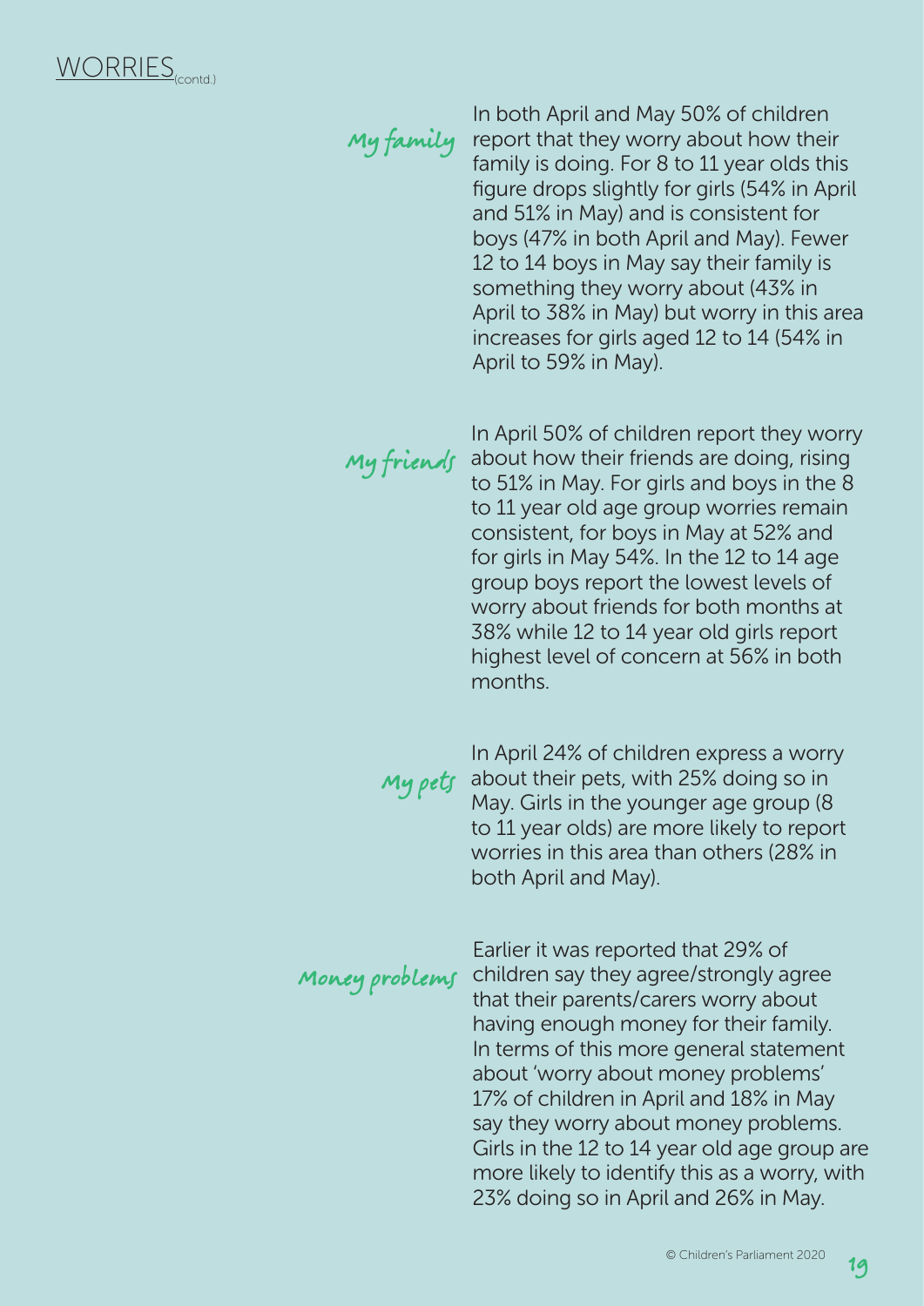## WORRIES (contd.)

**My family**

In both April and May 50% of children report that they worry about how their family is doing. For 8 to 11 year olds this figure drops slightly for girls (54% in April and 51% in May) and is consistent for boys (47% in both April and May). Fewer 12 to 14 boys in May say their family is something they worry about (43% in April to 38% in May) but worry in this area increases for girls aged 12 to 14 (54% in April to 59% in May).

**My friends**

In April 50% of children report they worry about how their friends are doing, rising to 51% in May. For girls and boys in the 8 to 11 year old age group worries remain consistent, for boys in May at 52% and for girls in May 54%. In the 12 to 14 age group boys report the lowest levels of worry about friends for both months at 38% while 12 to 14 year old girls report highest level of concern at 56% in both months.

**My pets**

In April 24% of children express a worry about their pets, with 25% doing so in May. Girls in the younger age group (8 to 11 year olds) are more likely to report worries in this area than others (28% in both April and May).

**Money problems**

Earlier it was reported that 29% of children say they agree/strongly agree that their parents/carers worry about having enough money for their family. In terms of this more general statement about 'worry about money problems' 17% of children in April and 18% in May say they worry about money problems. Girls in the 12 to 14 year old age group are more likely to identify this as a worry, with 23% doing so in April and 26% in May.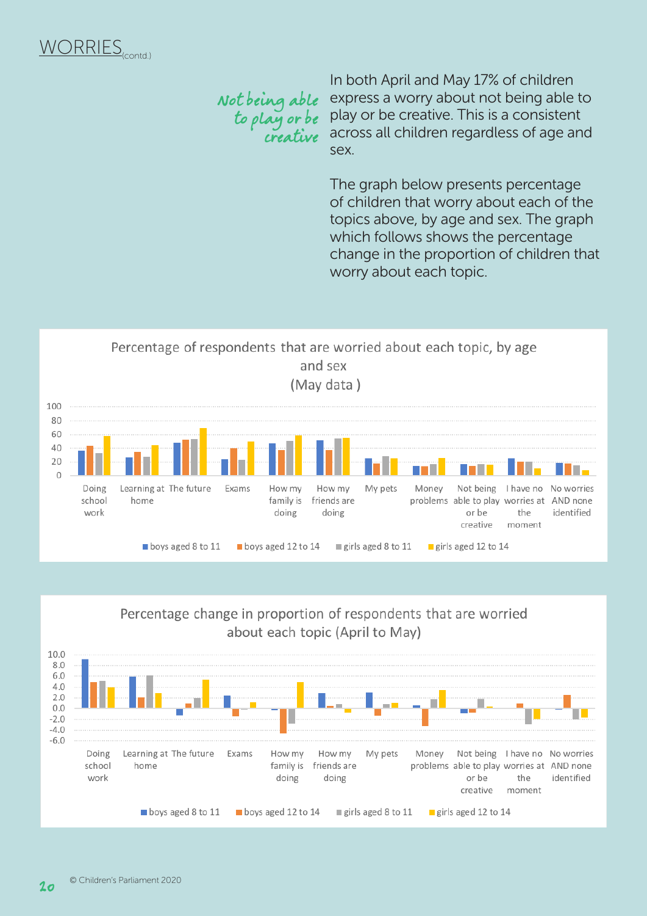# WORRIES (contd.)

*Not being able to play or be creative*

In both April and May 17% of children express a worry about not being able to play or be creative. This is a consistent across all children regardless of age and sex.

The graph below presents percentage of children that worry about each of the topics above, by age and sex. The graph which follows shows the percentage change in the proportion of children that worry about each topic.

Percentage of respondents that are worried about each topic, by age and sex (May data)

Percentage change in proportion of respondents that are worried about each topic (April to May)

© Children's Parliament 2020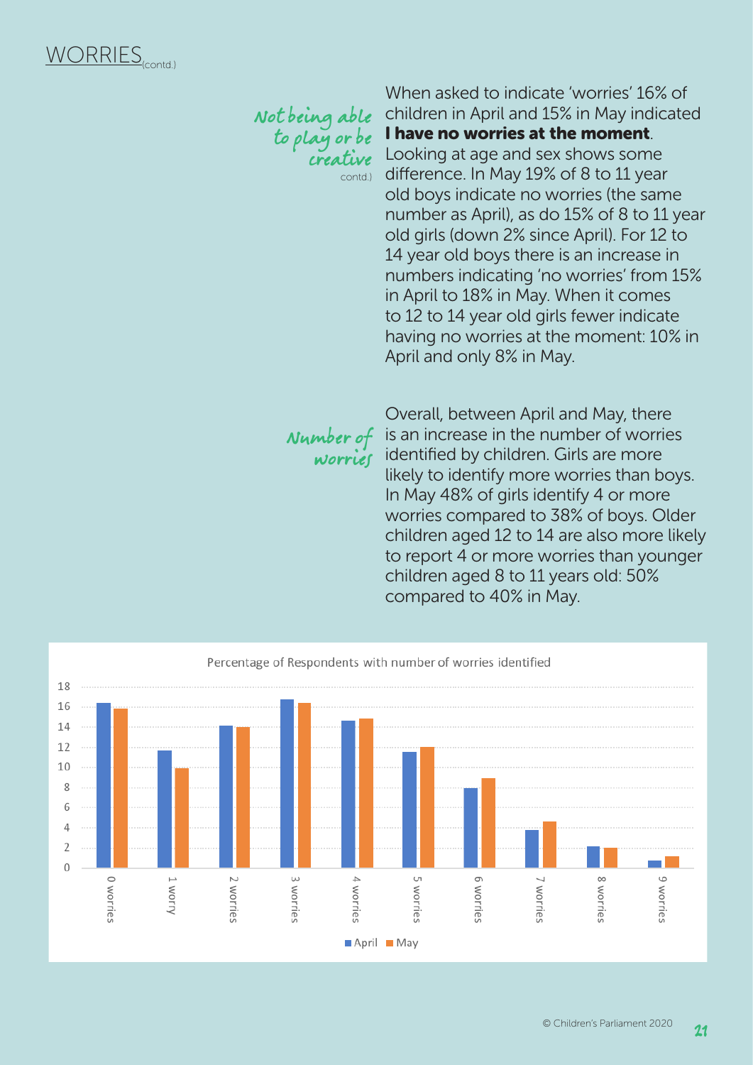## WORRIES (contd.)

*Not being able to play or be creative* (contd.)

When asked to indicate 'worries' 16% of children in April and 15% in May indicated **I have no worries at the moment**. Looking at age and sex shows some difference. In May 19% of 8 to 11 year old boys indicate no worries (the same number as April), as do 15% of 8 to 11 year old girls (down 2% since April). For 12 to 14 year old boys there is an increase in numbers indicating 'no worries' from 15% in April to 18% in May. When it comes to 12 to 14 year old girls fewer indicate having no worries at the moment: 10% in April and only 8% in May.

*Number of worries*

Overall, between April and May, there is an increase in the number of worries identified by children. Girls are more likely to identify more worries than boys. In May 48% of girls identify 4 or more worries compared to 38% of boys. Older children aged 12 to 14 are also more likely to report 4 or more worries than younger children aged 8 to 11 years old: 50% compared to 40% in May.

Percentage of Respondents with number of worries identified

| | April | May |
|---|---|---|
| 0 worries | 16.4 | 15.8 |
| 1 worry | 11.7 | 9.9 |
| 2 worries | 14.1 | 14.0 |
| 3 worries | 16.8 | 16.4 |
| 4 worries | 14.6 | 14.8 |
| 5 worries | 11.5 | 12.0 |
| 6 worries | 7.9 | 8.9 |
| 7 worries | 3.8 | 4.6 |
| 8 worries | 2.1 | 2.0 |
| 9 worries | 0.7 | 1.1 |

© Children's Parliament 2020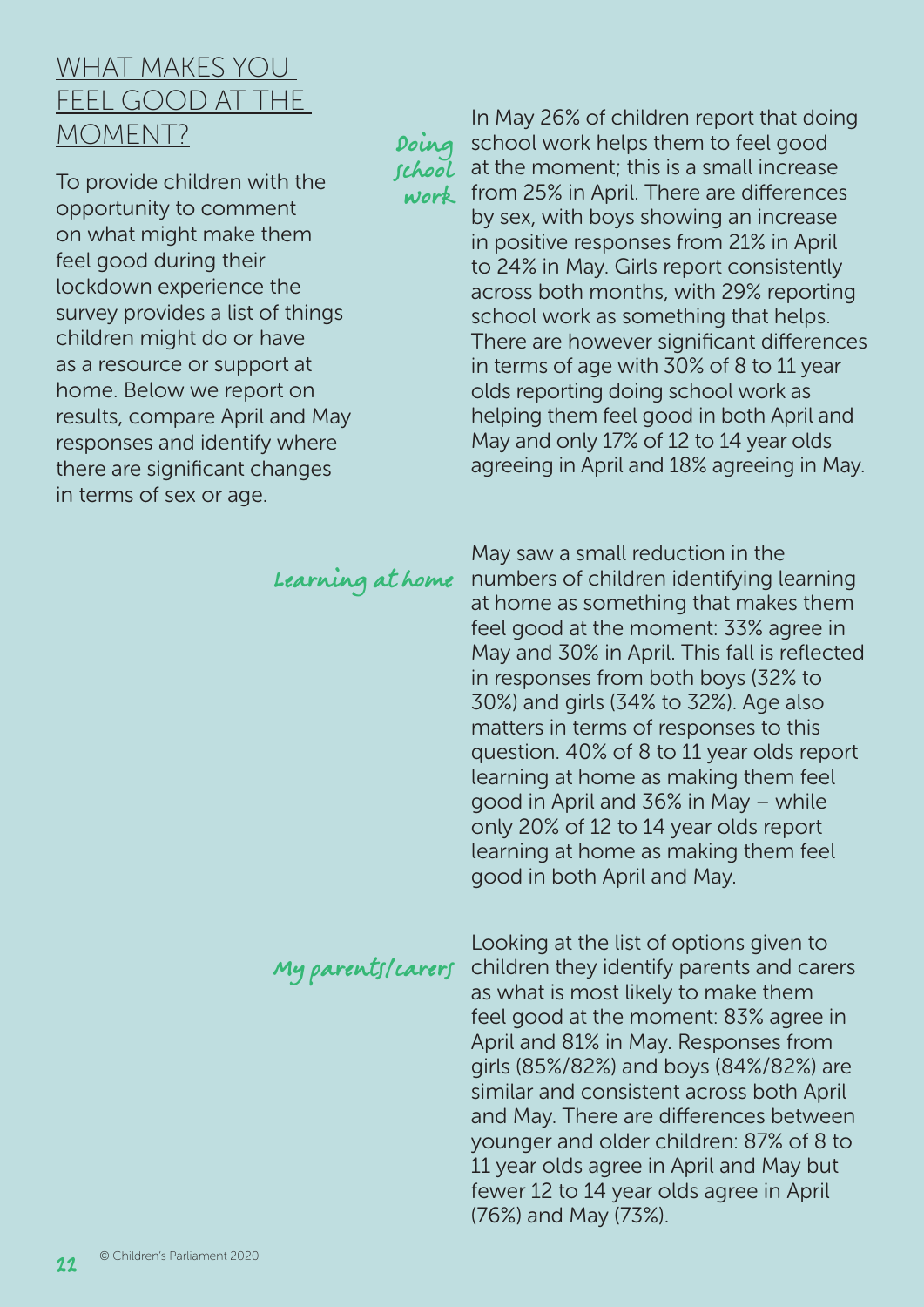## WHAT MAKES YOU FEEL GOOD AT THE MOMENT?

To provide children with the opportunity to comment on what might make them feel good during their lockdown experience the survey provides a list of things children might do or have as a resource or support at home. Below we report on results, compare April and May responses and identify where there are significant changes in terms of sex or age.

### Doing school work

In May 26% of children report that doing school work helps them to feel good at the moment; this is a small increase from 25% in April. There are differences by sex, with boys showing an increase in positive responses from 21% in April to 24% in May. Girls report consistently across both months, with 29% reporting school work as something that helps. There are however significant differences in terms of age with 30% of 8 to 11 year olds reporting doing school work as helping them feel good in both April and May and only 17% of 12 to 14 year olds agreeing in April and 18% agreeing in May.

### Learning at home

May saw a small reduction in the numbers of children identifying learning at home as something that makes them feel good at the moment: 33% agree in May and 30% in April. This fall is reflected in responses from both boys (32% to 30%) and girls (34% to 32%). Age also matters in terms of responses to this question. 40% of 8 to 11 year olds report learning at home as making them feel good in April and 36% in May – while only 20% of 12 to 14 year olds report learning at home as making them feel good in both April and May.

### My parents/carers

Looking at the list of options given to children they identify parents and carers as what is most likely to make them feel good at the moment: 83% agree in April and 81% in May. Responses from girls (85%/82%) and boys (84%/82%) are similar and consistent across both April and May. There are differences between younger and older children: 87% of 8 to 11 year olds agree in April and May but fewer 12 to 14 year olds agree in April (76%) and May (73%).

© Children's Parliament 2020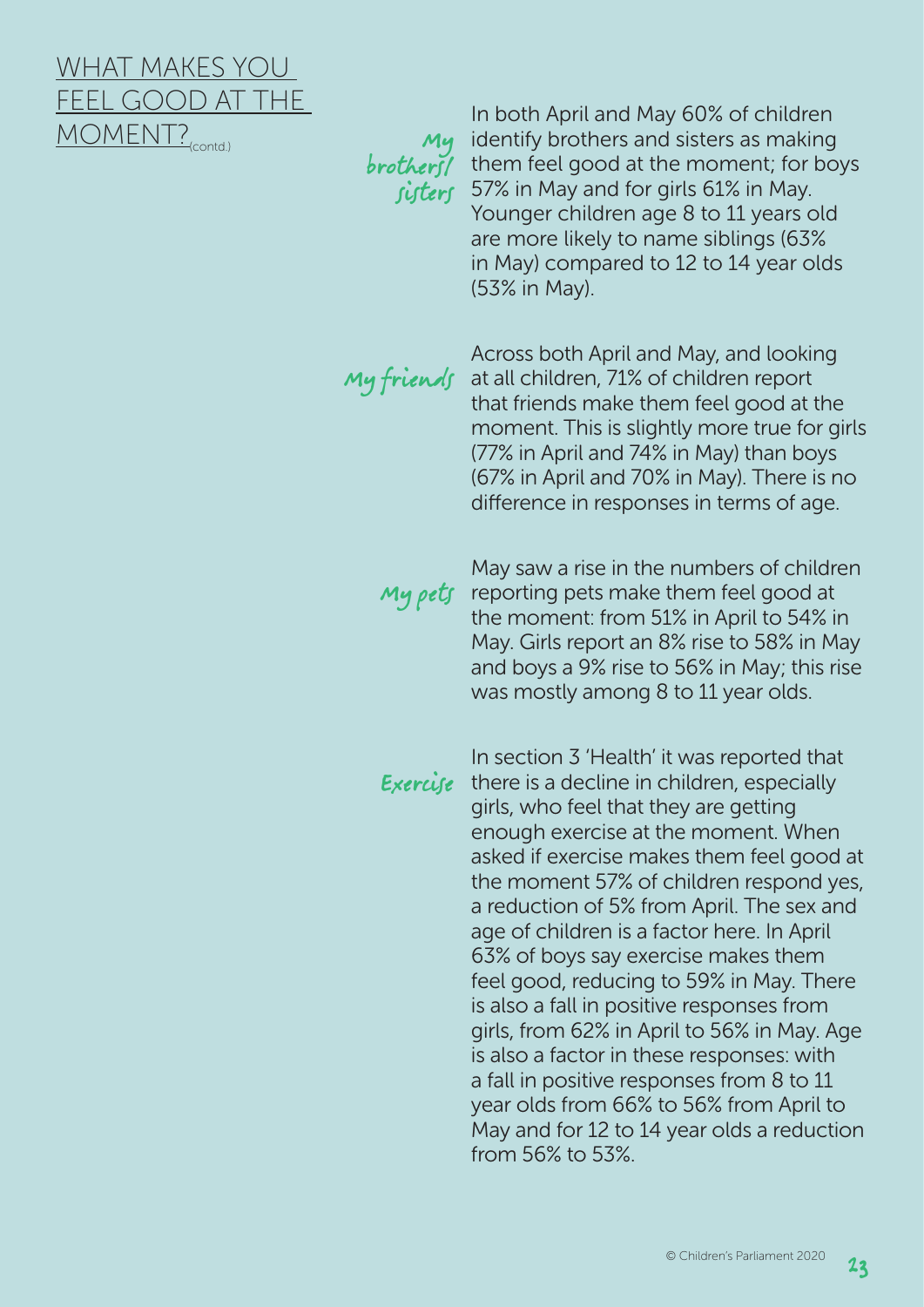## WHAT MAKES YOU FEEL GOOD AT THE MOMENT? (contd.)

**My brothers/sisters**

In both April and May 60% of children identify brothers and sisters as making them feel good at the moment; for boys 57% in May and for girls 61% in May. Younger children age 8 to 11 years old are more likely to name siblings (63% in May) compared to 12 to 14 year olds (53% in May).

**My friends**

Across both April and May, and looking at all children, 71% of children report that friends make them feel good at the moment. This is slightly more true for girls (77% in April and 74% in May) than boys (67% in April and 70% in May). There is no difference in responses in terms of age.

**My pets**

May saw a rise in the numbers of children reporting pets make them feel good at the moment: from 51% in April to 54% in May. Girls report an 8% rise to 58% in May and boys a 9% rise to 56% in May; this rise was mostly among 8 to 11 year olds.

**Exercise**

In section 3 'Health' it was reported that there is a decline in children, especially girls, who feel that they are getting enough exercise at the moment. When asked if exercise makes them feel good at the moment 57% of children respond yes, a reduction of 5% from April. The sex and age of children is a factor here. In April 63% of boys say exercise makes them feel good, reducing to 59% in May. There is also a fall in positive responses from girls, from 62% in April to 56% in May. Age is also a factor in these responses: with a fall in positive responses from 8 to 11 year olds from 66% to 56% from April to May and for 12 to 14 year olds a reduction from 56% to 53%.

© Children's Parliament 2020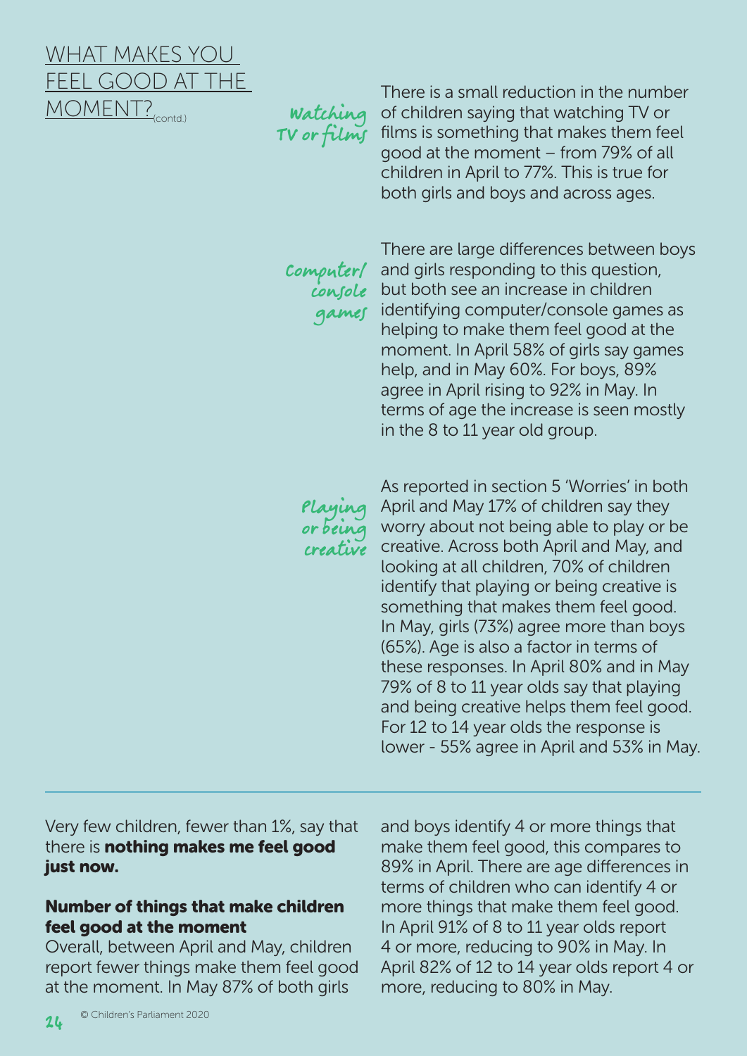## WHAT MAKES YOU FEEL GOOD AT THE MOMENT? (contd.)

**Watching TV or films**

There is a small reduction in the number of children saying that watching TV or films is something that makes them feel good at the moment – from 79% of all children in April to 77%. This is true for both girls and boys and across ages.

**Computer/ console games**

There are large differences between boys and girls responding to this question, but both see an increase in children identifying computer/console games as helping to make them feel good at the moment. In April 58% of girls say games help, and in May 60%. For boys, 89% agree in April rising to 92% in May. In terms of age the increase is seen mostly in the 8 to 11 year old group.

**Playing or being creative**

As reported in section 5 'Worries' in both April and May 17% of children say they worry about not being able to play or be creative. Across both April and May, and looking at all children, 70% of children identify that playing or being creative is something that makes them feel good. In May, girls (73%) agree more than boys (65%). Age is also a factor in terms of these responses. In April 80% and in May 79% of 8 to 11 year olds say that playing and being creative helps them feel good. For 12 to 14 year olds the response is lower - 55% agree in April and 53% in May.

---

Very few children, fewer than 1%, say that there is **nothing makes me feel good just now.**

### Number of things that make children feel good at the moment

Overall, between April and May, children report fewer things make them feel good at the moment. In May 87% of both girls and boys identify 4 or more things that make them feel good, this compares to 89% in April. There are age differences in terms of children who can identify 4 or more things that make them feel good. In April 91% of 8 to 11 year olds report 4 or more, reducing to 90% in May. In April 82% of 12 to 14 year olds report 4 or more, reducing to 80% in May.

© Children's Parliament 2020